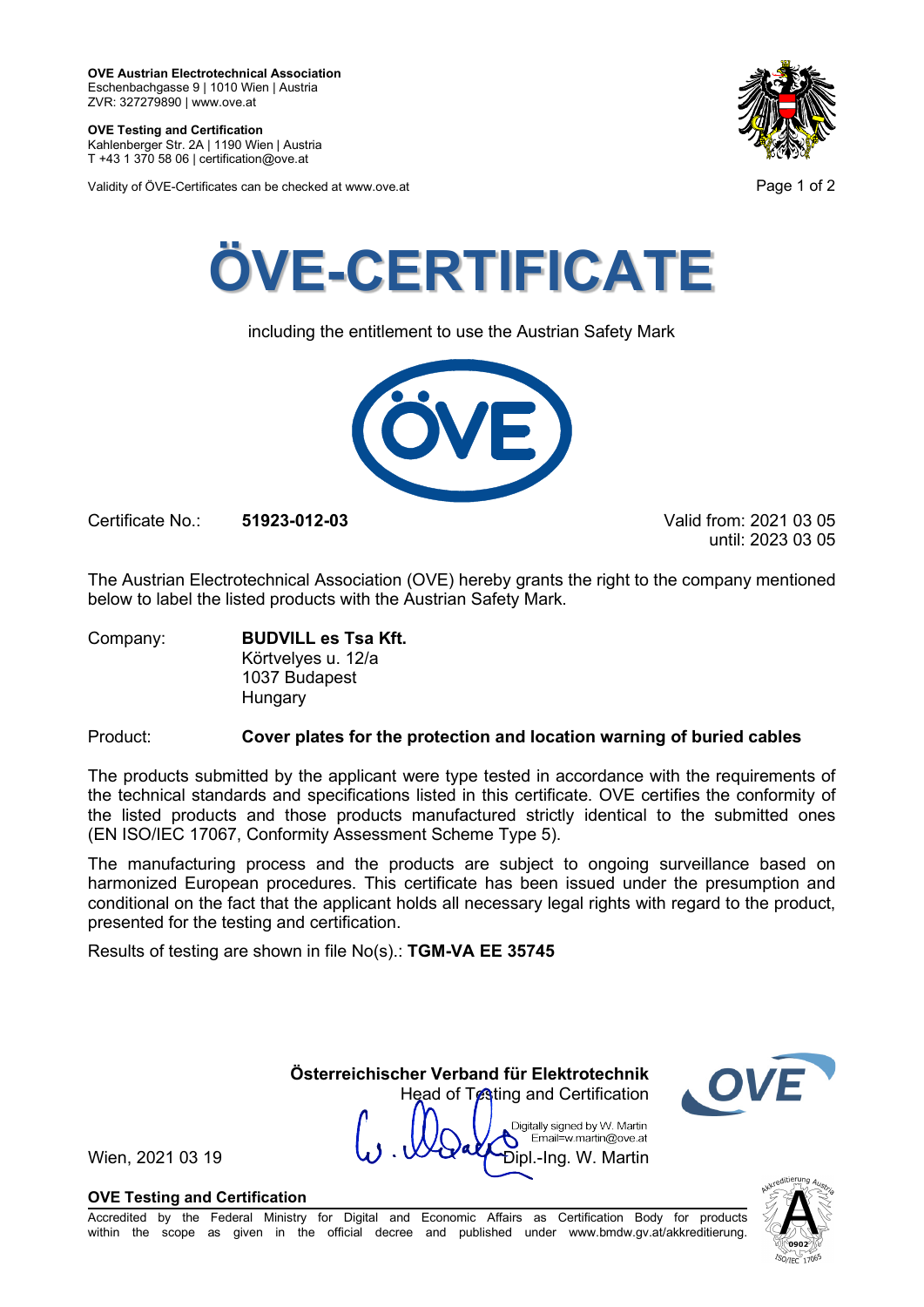**OVE Austrian Electrotechnical Association**
Eschenbachgasse 9 | 1010 Wien | Austria
ZVR: 327279890 | www.ove.at

**OVE Testing and Certification**
Kahlenberger Str. 2A | 1190 Wien | Austria
T +43 1 370 58 06 | certification@ove.at

Validity of ÖVE-Certificates can be checked at www.ove.at

# ÖVE-CERTIFICATE

including the entitlement to use the Austrian Safety Mark

Certificate No.: **51923-012-03**

Valid from: 2021 03 05
until: 2023 03 05

The Austrian Electrotechnical Association (OVE) hereby grants the right to the company mentioned below to label the listed products with the Austrian Safety Mark.

Company: **BUDVILL es Tsa Kft.**
Körtvelyes u. 12/a
1037 Budapest
Hungary

Product: **Cover plates for the protection and location warning of buried cables**

The products submitted by the applicant were type tested in accordance with the requirements of the technical standards and specifications listed in this certificate. OVE certifies the conformity of the listed products and those products manufactured strictly identical to the submitted ones (EN ISO/IEC 17067, Conformity Assessment Scheme Type 5).

The manufacturing process and the products are subject to ongoing surveillance based on harmonized European procedures. This certificate has been issued under the presumption and conditional on the fact that the applicant holds all necessary legal rights with regard to the product, presented for the testing and certification.

Results of testing are shown in file No(s).: **TGM-VA EE 35745**

**Österreichischer Verband für Elektrotechnik**
Head of Testing and Certification

Digitally signed by W. Martin
Email=w.martin@ove.at

Wien, 2021 03 19

Dipl.-Ing. W. Martin

**OVE Testing and Certification**
Accredited by the Federal Ministry for Digital and Economic Affairs as Certification Body for products within the scope as given in the official decree and published under www.bmdw.gv.at/akkreditierung.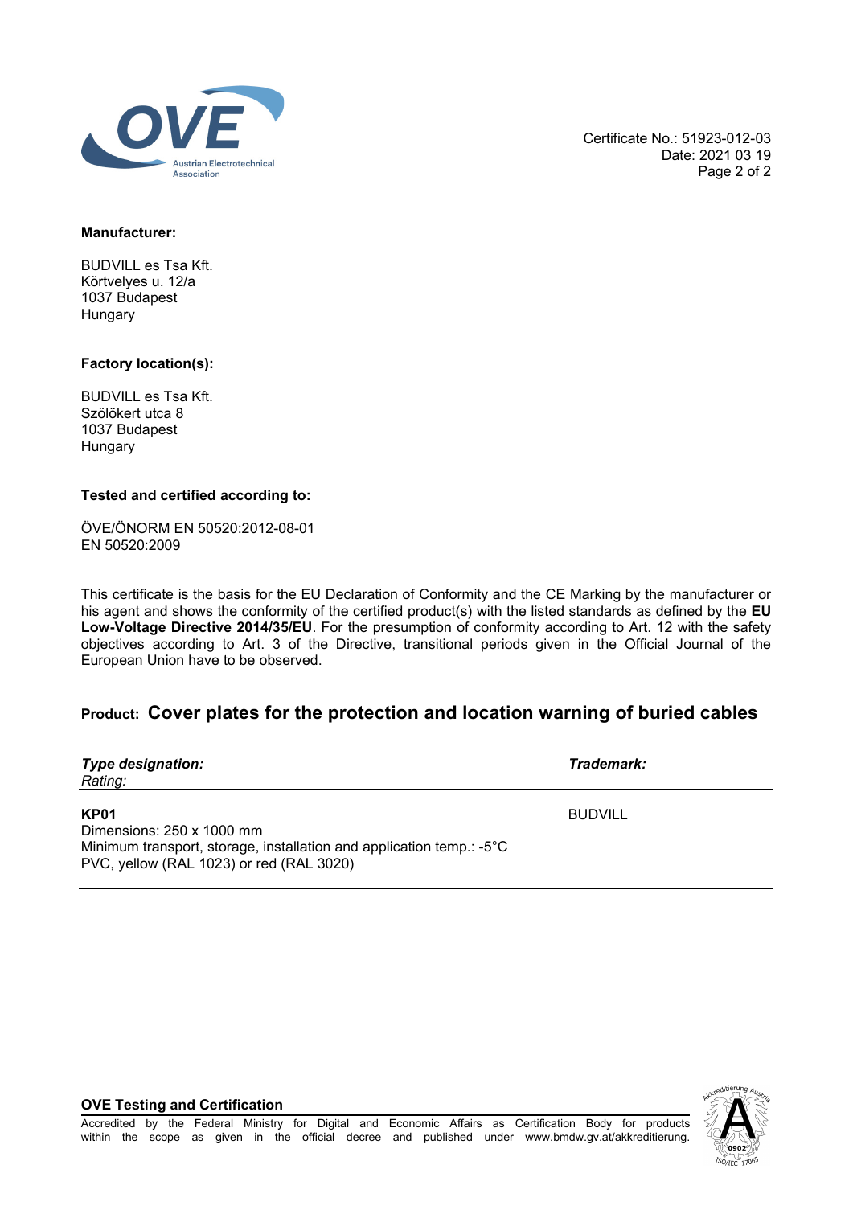Certificate No.: 51923-012-03
Date: 2021 03 19

**Manufacturer:**

BUDVILL es Tsa Kft.
Körtvelyes u. 12/a
1037 Budapest
Hungary

**Factory location(s):**

BUDVILL es Tsa Kft.
Szölökert utca 8
1037 Budapest
Hungary

**Tested and certified according to:**

ÖVE/ÖNORM EN 50520:2012-08-01
EN 50520:2009

This certificate is the basis for the EU Declaration of Conformity and the CE Marking by the manufacturer or his agent and shows the conformity of the certified product(s) with the listed standards as defined by the **EU Low-Voltage Directive 2014/35/EU**. For the presumption of conformity according to Art. 12 with the safety objectives according to Art. 3 of the Directive, transitional periods given in the Official Journal of the European Union have to be observed.

## Product: Cover plates for the protection and location warning of buried cables

| ***Type designation:*** *Rating:* | ***Trademark:*** |
|---|---|
| **KP01** Dimensions: 250 x 1000 mm Minimum transport, storage, installation and application temp.: -5°C PVC, yellow (RAL 1023) or red (RAL 3020) | BUDVILL |

**OVE Testing and Certification**

Accredited by the Federal Ministry for Digital and Economic Affairs as Certification Body for products within the scope as given in the official decree and published under www.bmdw.gv.at/akkreditierung.